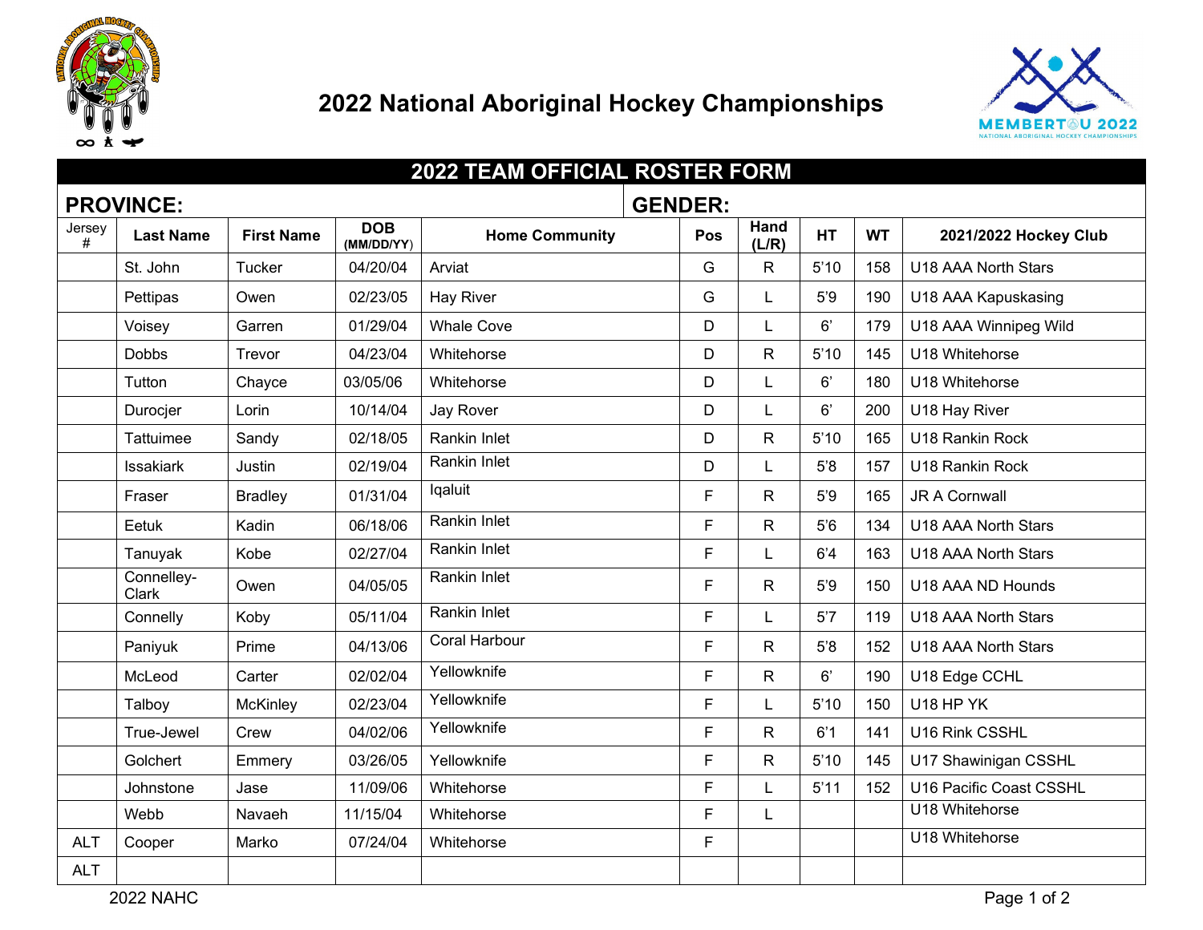# 2022 National Aboriginal Hockey Championships

## 2022 TEAM OFFICIAL ROSTER FORM

**PROVINCE:** **GENDER:**

| Jersey # | Last Name | First Name | DOB (MM/DD/YY) | Home Community | Pos | Hand (L/R) | HT | WT | 2021/2022 Hockey Club |
|---|---|---|---|---|---|---|---|---|---|
| | St. John | Tucker | 04/20/04 | Arviat | G | R | 5'10 | 158 | U18 AAA North Stars |
| | Pettipas | Owen | 02/23/05 | Hay River | G | L | 5'9 | 190 | U18 AAA Kapuskasing |
| | Voisey | Garren | 01/29/04 | Whale Cove | D | L | 6' | 179 | U18 AAA Winnipeg Wild |
| | Dobbs | Trevor | 04/23/04 | Whitehorse | D | R | 5'10 | 145 | U18 Whitehorse |
| | Tutton | Chayce | 03/05/06 | Whitehorse | D | L | 6' | 180 | U18 Whitehorse |
| | Durocjer | Lorin | 10/14/04 | Jay Rover | D | L | 6' | 200 | U18 Hay River |
| | Tattuimee | Sandy | 02/18/05 | Rankin Inlet | D | R | 5'10 | 165 | U18 Rankin Rock |
| | Issakiark | Justin | 02/19/04 | Rankin Inlet | D | L | 5'8 | 157 | U18 Rankin Rock |
| | Fraser | Bradley | 01/31/04 | Iqaluit | F | R | 5'9 | 165 | JR A Cornwall |
| | Eetuk | Kadin | 06/18/06 | Rankin Inlet | F | R | 5'6 | 134 | U18 AAA North Stars |
| | Tanuyak | Kobe | 02/27/04 | Rankin Inlet | F | L | 6'4 | 163 | U18 AAA North Stars |
| | Connelley-Clark | Owen | 04/05/05 | Rankin Inlet | F | R | 5'9 | 150 | U18 AAA ND Hounds |
| | Connelly | Koby | 05/11/04 | Rankin Inlet | F | L | 5'7 | 119 | U18 AAA North Stars |
| | Paniyuk | Prime | 04/13/06 | Coral Harbour | F | R | 5'8 | 152 | U18 AAA North Stars |
| | McLeod | Carter | 02/02/04 | Yellowknife | F | R | 6' | 190 | U18 Edge CCHL |
| | Talboy | McKinley | 02/23/04 | Yellowknife | F | L | 5'10 | 150 | U18 HP YK |
| | True-Jewel | Crew | 04/02/06 | Yellowknife | F | R | 6'1 | 141 | U16 Rink CSSHL |
| | Golchert | Emmery | 03/26/05 | Yellowknife | F | R | 5'10 | 145 | U17 Shawinigan CSSHL |
| | Johnstone | Jase | 11/09/06 | Whitehorse | F | L | 5'11 | 152 | U16 Pacific Coast CSSHL |
| | Webb | Navaeh | 11/15/04 | Whitehorse | F | L | | | U18 Whitehorse |
| ALT | Cooper | Marko | 07/24/04 | Whitehorse | F | | | | U18 Whitehorse |
| ALT | | | | | | | | | |

2022 NAHC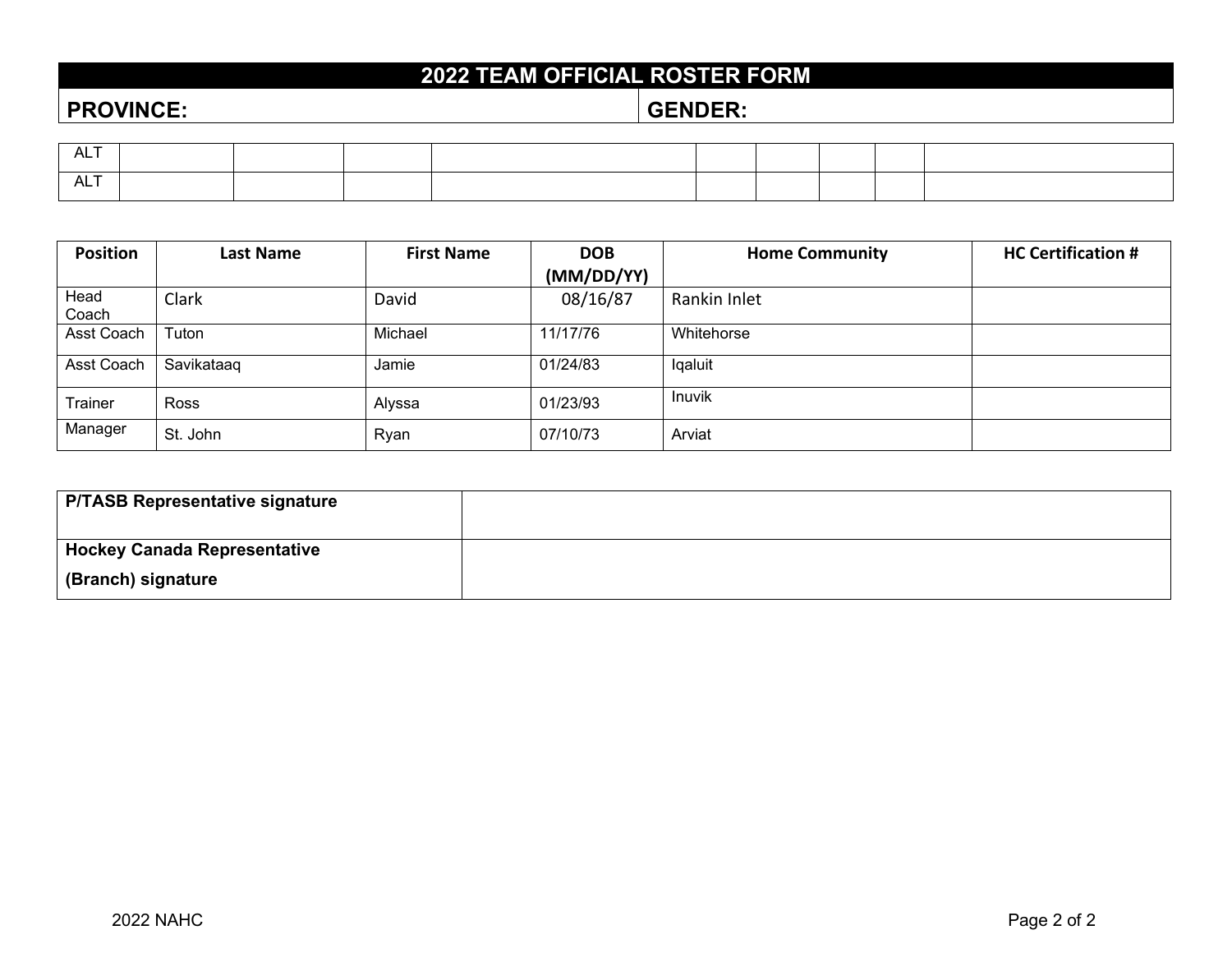# 2022 TEAM OFFICIAL ROSTER FORM

| **PROVINCE:** | **GENDER:** |
|---|---|

| | | | | | | | | | |
|---|---|---|---|---|---|---|---|---|---|
| ALT | | | | | | | | | |
| ALT | | | | | | | | | |

| Position | Last Name | First Name | DOB (MM/DD/YY) | Home Community | HC Certification # |
|---|---|---|---|---|---|
| Head Coach | Clark | David | 08/16/87 | Rankin Inlet | |
| Asst Coach | Tuton | Michael | 11/17/76 | Whitehorse | |
| Asst Coach | Savikataaq | Jamie | 01/24/83 | Iqaluit | |
| Trainer | Ross | Alyssa | 01/23/93 | Inuvik | |
| Manager | St. John | Ryan | 07/10/73 | Arviat | |

| | |
|---|---|
| **P/TASB Representative signature** | |
| **Hockey Canada Representative (Branch) signature** | |

2022 NAHC